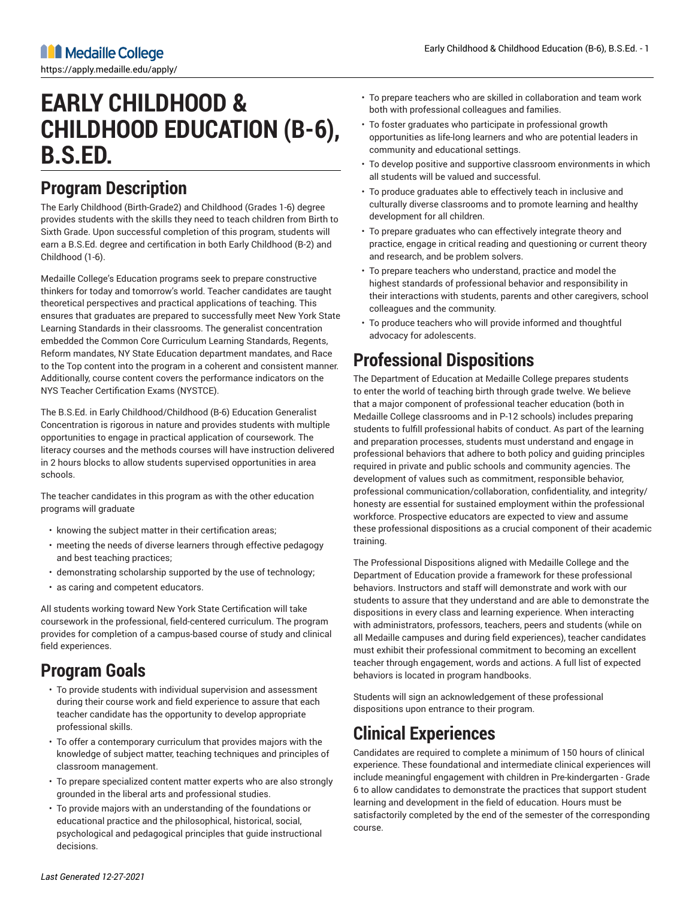# EARLY CHILDHOOD & CHILDHOOD EDUCATION (B-6), B.S.ED.

## Program Description

The Early Childhood (Birth-Grade2) and Childhood (Grades 1-6) degree provides students with the skills they need to teach children from Birth to Sixth Grade. Upon successful completion of this program, students will earn a B.S.Ed. degree and certification in both Early Childhood (B-2) and Childhood (1-6).

Medaille College's Education programs seek to prepare constructive thinkers for today and tomorrow's world. Teacher candidates are taught theoretical perspectives and practical applications of teaching. This ensures that graduates are prepared to successfully meet New York State Learning Standards in their classrooms. The generalist concentration embedded the Common Core Curriculum Learning Standards, Regents, Reform mandates, NY State Education department mandates, and Race to the Top content into the program in a coherent and consistent manner. Additionally, course content covers the performance indicators on the NYS Teacher Certification Exams (NYSTCE).

The B.S.Ed. in Early Childhood/Childhood (B-6) Education Generalist Concentration is rigorous in nature and provides students with multiple opportunities to engage in practical application of coursework. The literacy courses and the methods courses will have instruction delivered in 2 hours blocks to allow students supervised opportunities in area schools.

The teacher candidates in this program as with the other education programs will graduate

- knowing the subject matter in their certification areas;
- meeting the needs of diverse learners through effective pedagogy and best teaching practices;
- demonstrating scholarship supported by the use of technology;
- as caring and competent educators.

All students working toward New York State Certification will take coursework in the professional, field-centered curriculum. The program provides for completion of a campus-based course of study and clinical field experiences.

## Program Goals

- To provide students with individual supervision and assessment during their course work and field experience to assure that each teacher candidate has the opportunity to develop appropriate professional skills.
- To offer a contemporary curriculum that provides majors with the knowledge of subject matter, teaching techniques and principles of classroom management.
- To prepare specialized content matter experts who are also strongly grounded in the liberal arts and professional studies.
- To provide majors with an understanding of the foundations or educational practice and the philosophical, historical, social, psychological and pedagogical principles that guide instructional decisions.
- To prepare teachers who are skilled in collaboration and team work both with professional colleagues and families.
- To foster graduates who participate in professional growth opportunities as life-long learners and who are potential leaders in community and educational settings.
- To develop positive and supportive classroom environments in which all students will be valued and successful.
- To produce graduates able to effectively teach in inclusive and culturally diverse classrooms and to promote learning and healthy development for all children.
- To prepare graduates who can effectively integrate theory and practice, engage in critical reading and questioning or current theory and research, and be problem solvers.
- To prepare teachers who understand, practice and model the highest standards of professional behavior and responsibility in their interactions with students, parents and other caregivers, school colleagues and the community.
- To produce teachers who will provide informed and thoughtful advocacy for adolescents.

## Professional Dispositions

The Department of Education at Medaille College prepares students to enter the world of teaching birth through grade twelve. We believe that a major component of professional teacher education (both in Medaille College classrooms and in P-12 schools) includes preparing students to fulfill professional habits of conduct. As part of the learning and preparation processes, students must understand and engage in professional behaviors that adhere to both policy and guiding principles required in private and public schools and community agencies. The development of values such as commitment, responsible behavior, professional communication/collaboration, confidentiality, and integrity/honesty are essential for sustained employment within the professional workforce. Prospective educators are expected to view and assume these professional dispositions as a crucial component of their academic training.

The Professional Dispositions aligned with Medaille College and the Department of Education provide a framework for these professional behaviors. Instructors and staff will demonstrate and work with our students to assure that they understand and are able to demonstrate the dispositions in every class and learning experience. When interacting with administrators, professors, teachers, peers and students (while on all Medaille campuses and during field experiences), teacher candidates must exhibit their professional commitment to becoming an excellent teacher through engagement, words and actions. A full list of expected behaviors is located in program handbooks.

Students will sign an acknowledgement of these professional dispositions upon entrance to their program.

## Clinical Experiences

Candidates are required to complete a minimum of 150 hours of clinical experience. These foundational and intermediate clinical experiences will include meaningful engagement with children in Pre-kindergarten - Grade 6 to allow candidates to demonstrate the practices that support student learning and development in the field of education. Hours must be satisfactorily completed by the end of the semester of the corresponding course.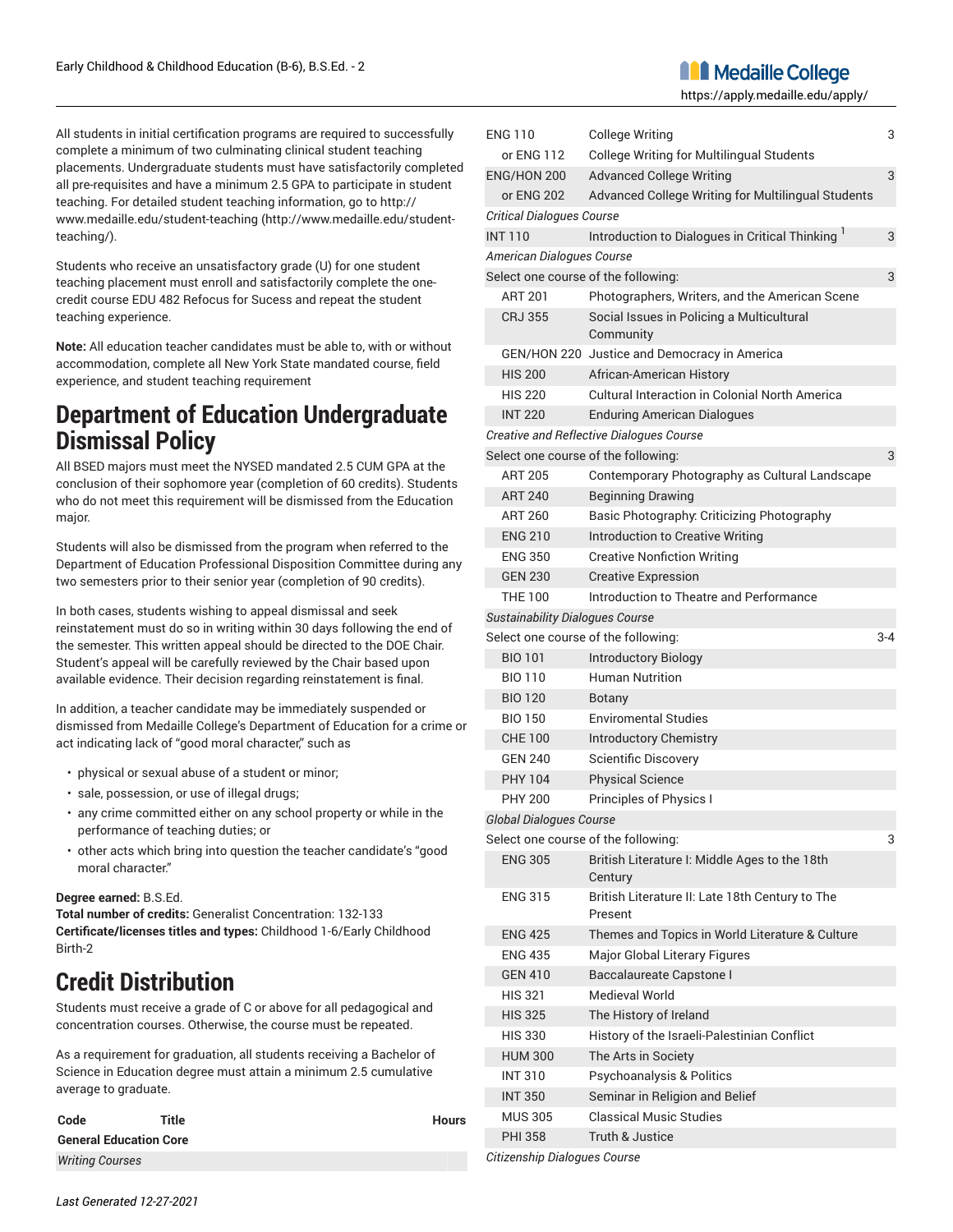All students in initial certification programs are required to successfully complete a minimum of two culminating clinical student teaching placements. Undergraduate students must have satisfactorily completed all pre-requisites and have a minimum 2.5 GPA to participate in student teaching. For detailed student teaching information, go to http://www.medaille.edu/student-teaching (http://www.medaille.edu/student-teaching/).

Students who receive an unsatisfactory grade (U) for one student teaching placement must enroll and satisfactorily complete the one-credit course EDU 482 Refocus for Sucess and repeat the student teaching experience.

**Note:** All education teacher candidates must be able to, with or without accommodation, complete all New York State mandated course, field experience, and student teaching requirement

# Department of Education Undergraduate Dismissal Policy

All BSED majors must meet the NYSED mandated 2.5 CUM GPA at the conclusion of their sophomore year (completion of 60 credits). Students who do not meet this requirement will be dismissed from the Education major.

Students will also be dismissed from the program when referred to the Department of Education Professional Disposition Committee during any two semesters prior to their senior year (completion of 90 credits).

In both cases, students wishing to appeal dismissal and seek reinstatement must do so in writing within 30 days following the end of the semester. This written appeal should be directed to the DOE Chair. Student's appeal will be carefully reviewed by the Chair based upon available evidence. Their decision regarding reinstatement is final.

In addition, a teacher candidate may be immediately suspended or dismissed from Medaille College's Department of Education for a crime or act indicating lack of "good moral character," such as

- physical or sexual abuse of a student or minor;
- sale, possession, or use of illegal drugs;
- any crime committed either on any school property or while in the performance of teaching duties; or
- other acts which bring into question the teacher candidate's "good moral character."

**Degree earned:** B.S.Ed.
**Total number of credits:** Generalist Concentration: 132-133
**Certificate/licenses titles and types:** Childhood 1-6/Early Childhood Birth-2

# Credit Distribution

Students must receive a grade of C or above for all pedagogical and concentration courses. Otherwise, the course must be repeated.

As a requirement for graduation, all students receiving a Bachelor of Science in Education degree must attain a minimum 2.5 cumulative average to graduate.

| Code | Title | Hours |
|---|---|---|
| **General Education Core** | | |
| *Writing Courses* | | |
| ENG 110 | College Writing | 3 |
| or ENG 112 | College Writing for Multilingual Students | |
| ENG/HON 200 | Advanced College Writing | 3 |
| or ENG 202 | Advanced College Writing for Multilingual Students | |
| *Critical Dialogues Course* | | |
| INT 110 | Introduction to Dialogues in Critical Thinking [1] | 3 |
| *American Dialogues Course* | | |
| Select one course of the following: | | 3 |
| ART 201 | Photographers, Writers, and the American Scene | |
| CRJ 355 | Social Issues in Policing a Multicultural Community | |
| GEN/HON 220 | Justice and Democracy in America | |
| HIS 200 | African-American History | |
| HIS 220 | Cultural Interaction in Colonial North America | |
| INT 220 | Enduring American Dialogues | |
| *Creative and Reflective Dialogues Course* | | |
| Select one course of the following: | | 3 |
| ART 205 | Contemporary Photography as Cultural Landscape | |
| ART 240 | Beginning Drawing | |
| ART 260 | Basic Photography: Criticizing Photography | |
| ENG 210 | Introduction to Creative Writing | |
| ENG 350 | Creative Nonfiction Writing | |
| GEN 230 | Creative Expression | |
| THE 100 | Introduction to Theatre and Performance | |
| *Sustainability Dialogues Course* | | |
| Select one course of the following: | | 3-4 |
| BIO 101 | Introductory Biology | |
| BIO 110 | Human Nutrition | |
| BIO 120 | Botany | |
| BIO 150 | Enviromental Studies | |
| CHE 100 | Introductory Chemistry | |
| GEN 240 | Scientific Discovery | |
| PHY 104 | Physical Science | |
| PHY 200 | Principles of Physics I | |
| *Global Dialogues Course* | | |
| Select one course of the following: | | 3 |
| ENG 305 | British Literature I: Middle Ages to the 18th Century | |
| ENG 315 | British Literature II: Late 18th Century to The Present | |
| ENG 425 | Themes and Topics in World Literature & Culture | |
| ENG 435 | Major Global Literary Figures | |
| GEN 410 | Baccalaureate Capstone I | |
| HIS 321 | Medieval World | |
| HIS 325 | The History of Ireland | |
| HIS 330 | History of the Israeli-Palestinian Conflict | |
| HUM 300 | The Arts in Society | |
| INT 310 | Psychoanalysis & Politics | |
| INT 350 | Seminar in Religion and Belief | |
| MUS 305 | Classical Music Studies | |
| PHI 358 | Truth & Justice | |
| *Citizenship Dialogues Course* | | |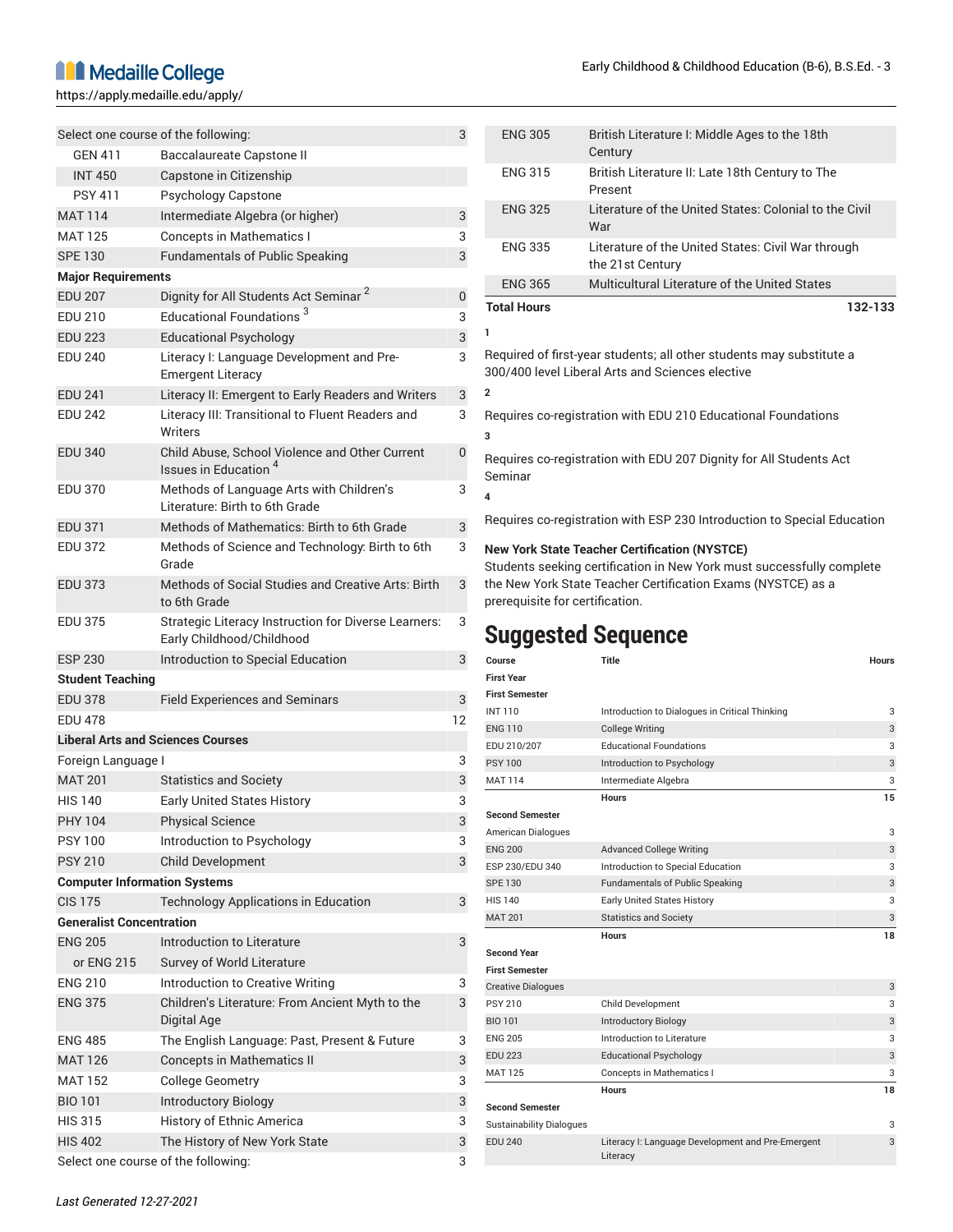| | | |
|---|---|---|
| Select one course of the following: | | 3 |
| GEN 411 | Baccalaureate Capstone II | |
| INT 450 | Capstone in Citizenship | |
| PSY 411 | Psychology Capstone | |
| MAT 114 | Intermediate Algebra (or higher) | 3 |
| MAT 125 | Concepts in Mathematics I | 3 |
| SPE 130 | Fundamentals of Public Speaking | 3 |
| **Major Requirements** | | |
| EDU 207 | Dignity for All Students Act Seminar [2] | 0 |
| EDU 210 | Educational Foundations [3] | 3 |
| EDU 223 | Educational Psychology | 3 |
| EDU 240 | Literacy I: Language Development and Pre-Emergent Literacy | 3 |
| EDU 241 | Literacy II: Emergent to Early Readers and Writers | 3 |
| EDU 242 | Literacy III: Transitional to Fluent Readers and Writers | 3 |
| EDU 340 | Child Abuse, School Violence and Other Current Issues in Education [4] | 0 |
| EDU 370 | Methods of Language Arts with Children's Literature: Birth to 6th Grade | 3 |
| EDU 371 | Methods of Mathematics: Birth to 6th Grade | 3 |
| EDU 372 | Methods of Science and Technology: Birth to 6th Grade | 3 |
| EDU 373 | Methods of Social Studies and Creative Arts: Birth to 6th Grade | 3 |
| EDU 375 | Strategic Literacy Instruction for Diverse Learners: Early Childhood/Childhood | 3 |
| ESP 230 | Introduction to Special Education | 3 |
| **Student Teaching** | | |
| EDU 378 | Field Experiences and Seminars | 3 |
| EDU 478 | | 12 |
| **Liberal Arts and Sciences Courses** | | |
| Foreign Language I | | 3 |
| MAT 201 | Statistics and Society | 3 |
| HIS 140 | Early United States History | 3 |
| PHY 104 | Physical Science | 3 |
| PSY 100 | Introduction to Psychology | 3 |
| PSY 210 | Child Development | 3 |
| **Computer Information Systems** | | |
| CIS 175 | Technology Applications in Education | 3 |
| **Generalist Concentration** | | |
| ENG 205 | Introduction to Literature | 3 |
| or ENG 215 | Survey of World Literature | |
| ENG 210 | Introduction to Creative Writing | 3 |
| ENG 375 | Children's Literature: From Ancient Myth to the Digital Age | 3 |
| ENG 485 | The English Language: Past, Present & Future | 3 |
| MAT 126 | Concepts in Mathematics II | 3 |
| MAT 152 | College Geometry | 3 |
| BIO 101 | Introductory Biology | 3 |
| HIS 315 | History of Ethnic America | 3 |
| HIS 402 | The History of New York State | 3 |
| Select one course of the following: | | 3 |
| ENG 305 | British Literature I: Middle Ages to the 18th Century | |
| ENG 315 | British Literature II: Late 18th Century to The Present | |
| ENG 325 | Literature of the United States: Colonial to the Civil War | |
| ENG 335 | Literature of the United States: Civil War through the 21st Century | |
| ENG 365 | Multicultural Literature of the United States | |
| **Total Hours** | | **132-133** |

1

Required of first-year students; all other students may substitute a 300/400 level Liberal Arts and Sciences elective

2

Requires co-registration with EDU 210 Educational Foundations

3

Requires co-registration with EDU 207 Dignity for All Students Act Seminar

4

Requires co-registration with ESP 230 Introduction to Special Education

**New York State Teacher Certification (NYSTCE)**

Students seeking certification in New York must successfully complete the New York State Teacher Certification Exams (NYSTCE) as a prerequisite for certification.

# Suggested Sequence

| Course | Title | Hours |
|---|---|---|
| **First Year** | | |
| **First Semester** | | |
| INT 110 | Introduction to Dialogues in Critical Thinking | 3 |
| ENG 110 | College Writing | 3 |
| EDU 210/207 | Educational Foundations | 3 |
| PSY 100 | Introduction to Psychology | 3 |
| MAT 114 | Intermediate Algebra | 3 |
| | **Hours** | **15** |
| **Second Semester** | | |
| American Dialogues | | 3 |
| ENG 200 | Advanced College Writing | 3 |
| ESP 230/EDU 340 | Introduction to Special Education | 3 |
| SPE 130 | Fundamentals of Public Speaking | 3 |
| HIS 140 | Early United States History | 3 |
| MAT 201 | Statistics and Society | 3 |
| | **Hours** | **18** |
| **Second Year** | | |
| **First Semester** | | |
| Creative Dialogues | | 3 |
| PSY 210 | Child Development | 3 |
| BIO 101 | Introductory Biology | 3 |
| ENG 205 | Introduction to Literature | 3 |
| EDU 223 | Educational Psychology | 3 |
| MAT 125 | Concepts in Mathematics I | 3 |
| | **Hours** | **18** |
| **Second Semester** | | |
| Sustainability Dialogues | | 3 |
| EDU 240 | Literacy I: Language Development and Pre-Emergent Literacy | 3 |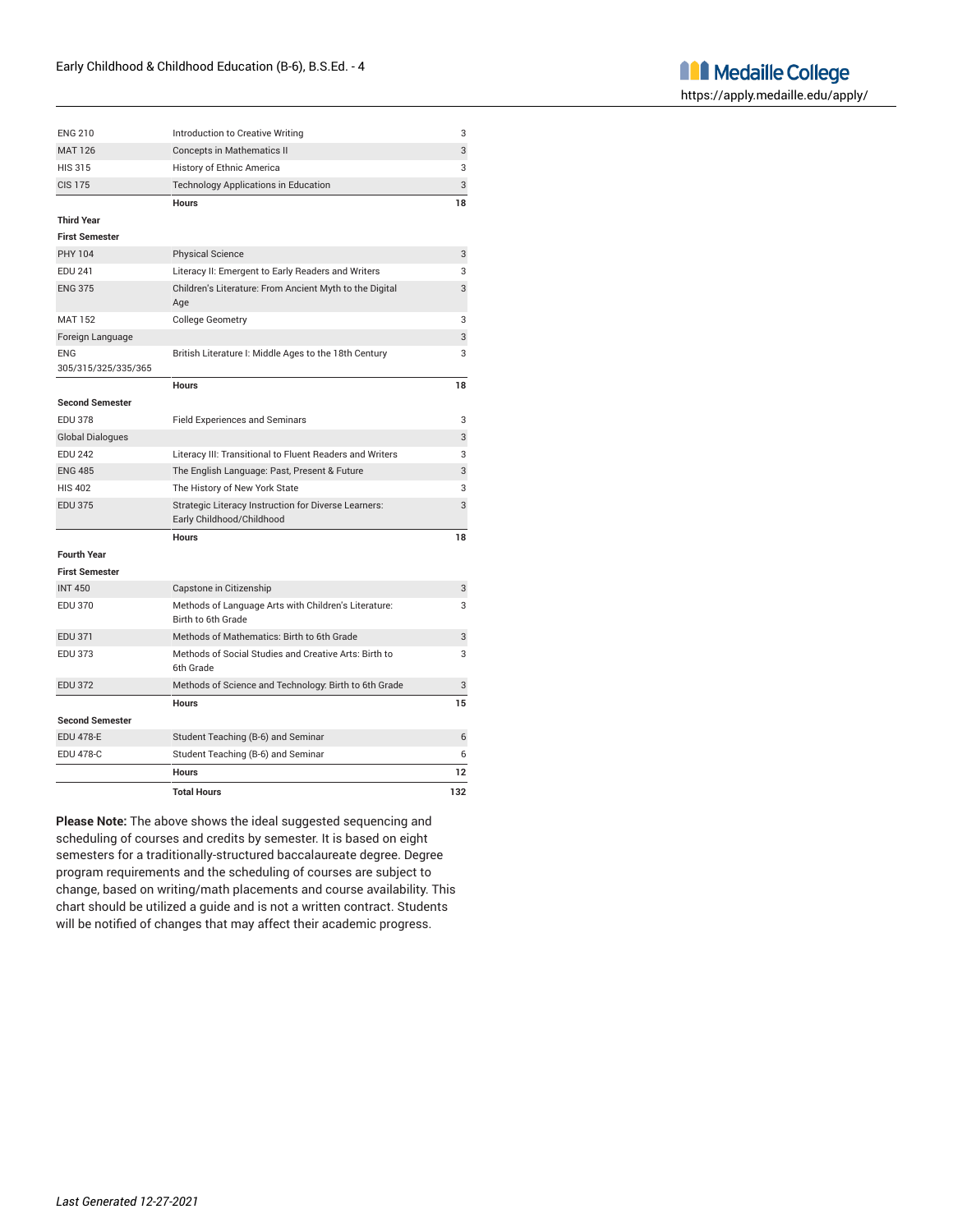| | | |
|---|---|---|
| ENG 210 | Introduction to Creative Writing | 3 |
| MAT 126 | Concepts in Mathematics II | 3 |
| HIS 315 | History of Ethnic America | 3 |
| CIS 175 | Technology Applications in Education | 3 |
| | **Hours** | **18** |
| **Third Year** | | |
| **First Semester** | | |
| PHY 104 | Physical Science | 3 |
| EDU 241 | Literacy II: Emergent to Early Readers and Writers | 3 |
| ENG 375 | Children's Literature: From Ancient Myth to the Digital Age | 3 |
| MAT 152 | College Geometry | 3 |
| Foreign Language | | 3 |
| ENG 305/315/325/335/365 | British Literature I: Middle Ages to the 18th Century | 3 |
| | **Hours** | **18** |
| **Second Semester** | | |
| EDU 378 | Field Experiences and Seminars | 3 |
| Global Dialogues | | 3 |
| EDU 242 | Literacy III: Transitional to Fluent Readers and Writers | 3 |
| ENG 485 | The English Language: Past, Present & Future | 3 |
| HIS 402 | The History of New York State | 3 |
| EDU 375 | Strategic Literacy Instruction for Diverse Learners: Early Childhood/Childhood | 3 |
| | **Hours** | **18** |
| **Fourth Year** | | |
| **First Semester** | | |
| INT 450 | Capstone in Citizenship | 3 |
| EDU 370 | Methods of Language Arts with Children's Literature: Birth to 6th Grade | 3 |
| EDU 371 | Methods of Mathematics: Birth to 6th Grade | 3 |
| EDU 373 | Methods of Social Studies and Creative Arts: Birth to 6th Grade | 3 |
| EDU 372 | Methods of Science and Technology: Birth to 6th Grade | 3 |
| | **Hours** | **15** |
| **Second Semester** | | |
| EDU 478-E | Student Teaching (B-6) and Seminar | 6 |
| EDU 478-C | Student Teaching (B-6) and Seminar | 6 |
| | **Hours** | **12** |
| | **Total Hours** | **132** |

**Please Note:** The above shows the ideal suggested sequencing and scheduling of courses and credits by semester. It is based on eight semesters for a traditionally-structured baccalaureate degree. Degree program requirements and the scheduling of courses are subject to change, based on writing/math placements and course availability. This chart should be utilized a guide and is not a written contract. Students will be notified of changes that may affect their academic progress.